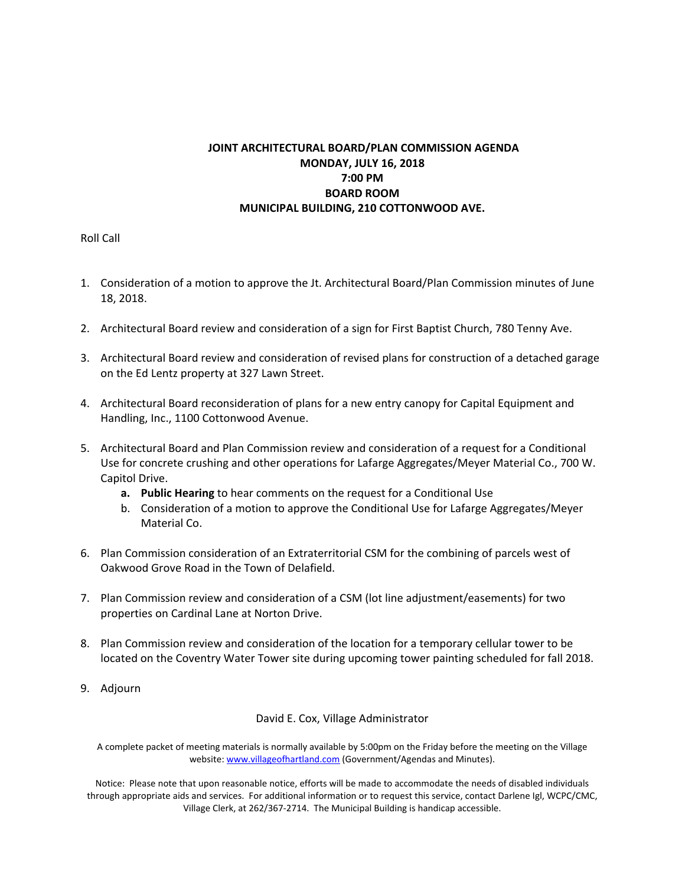**JOINT ARCHITECTURAL BOARD/PLAN COMMISSION AGENDA**
**MONDAY, JULY 16, 2018**
**7:00 PM**
**BOARD ROOM**
**MUNICIPAL BUILDING, 210 COTTONWOOD AVE.**

Roll Call

1. Consideration of a motion to approve the Jt. Architectural Board/Plan Commission minutes of June 18, 2018.

2. Architectural Board review and consideration of a sign for First Baptist Church, 780 Tenny Ave.

3. Architectural Board review and consideration of revised plans for construction of a detached garage on the Ed Lentz property at 327 Lawn Street.

4. Architectural Board reconsideration of plans for a new entry canopy for Capital Equipment and Handling, Inc., 1100 Cottonwood Avenue.

5. Architectural Board and Plan Commission review and consideration of a request for a Conditional Use for concrete crushing and other operations for Lafarge Aggregates/Meyer Material Co., 700 W. Capitol Drive.
    a. **Public Hearing** to hear comments on the request for a Conditional Use
    b. Consideration of a motion to approve the Conditional Use for Lafarge Aggregates/Meyer Material Co.

6. Plan Commission consideration of an Extraterritorial CSM for the combining of parcels west of Oakwood Grove Road in the Town of Delafield.

7. Plan Commission review and consideration of a CSM (lot line adjustment/easements) for two properties on Cardinal Lane at Norton Drive.

8. Plan Commission review and consideration of the location for a temporary cellular tower to be located on the Coventry Water Tower site during upcoming tower painting scheduled for fall 2018.

9. Adjourn

David E. Cox, Village Administrator

A complete packet of meeting materials is normally available by 5:00pm on the Friday before the meeting on the Village website: www.villageofhartland.com (Government/Agendas and Minutes).

Notice: Please note that upon reasonable notice, efforts will be made to accommodate the needs of disabled individuals through appropriate aids and services. For additional information or to request this service, contact Darlene Igl, WCPC/CMC, Village Clerk, at 262/367-2714. The Municipal Building is handicap accessible.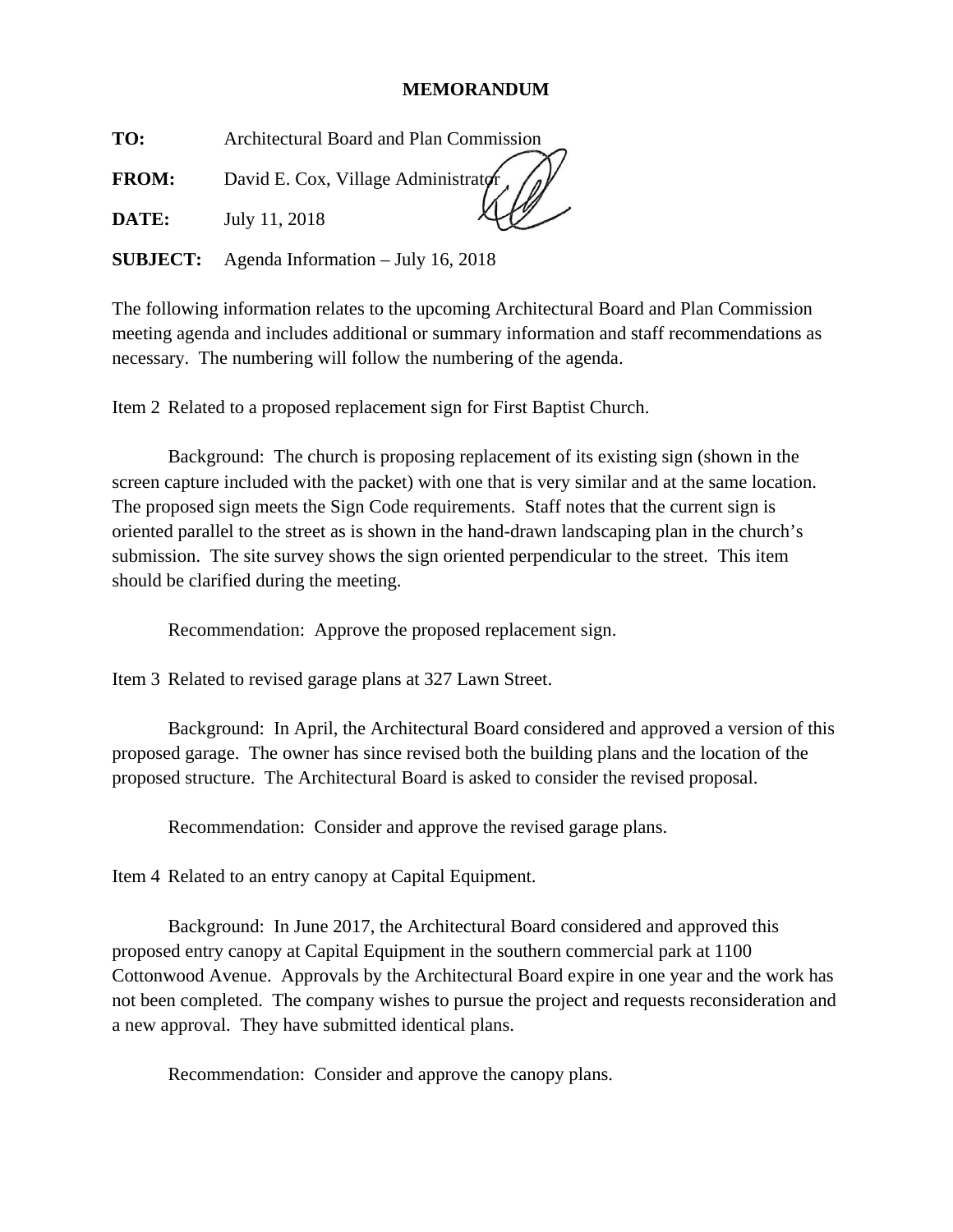# MEMORANDUM

**TO:** Architectural Board and Plan Commission

**FROM:** David E. Cox, Village Administrator

**DATE:** July 11, 2018

**SUBJECT:** Agenda Information – July 16, 2018

The following information relates to the upcoming Architectural Board and Plan Commission meeting agenda and includes additional or summary information and staff recommendations as necessary. The numbering will follow the numbering of the agenda.

Item 2 Related to a proposed replacement sign for First Baptist Church.

Background: The church is proposing replacement of its existing sign (shown in the screen capture included with the packet) with one that is very similar and at the same location. The proposed sign meets the Sign Code requirements. Staff notes that the current sign is oriented parallel to the street as is shown in the hand-drawn landscaping plan in the church's submission. The site survey shows the sign oriented perpendicular to the street. This item should be clarified during the meeting.

Recommendation: Approve the proposed replacement sign.

Item 3 Related to revised garage plans at 327 Lawn Street.

Background: In April, the Architectural Board considered and approved a version of this proposed garage. The owner has since revised both the building plans and the location of the proposed structure. The Architectural Board is asked to consider the revised proposal.

Recommendation: Consider and approve the revised garage plans.

Item 4 Related to an entry canopy at Capital Equipment.

Background: In June 2017, the Architectural Board considered and approved this proposed entry canopy at Capital Equipment in the southern commercial park at 1100 Cottonwood Avenue. Approvals by the Architectural Board expire in one year and the work has not been completed. The company wishes to pursue the project and requests reconsideration and a new approval. They have submitted identical plans.

Recommendation: Consider and approve the canopy plans.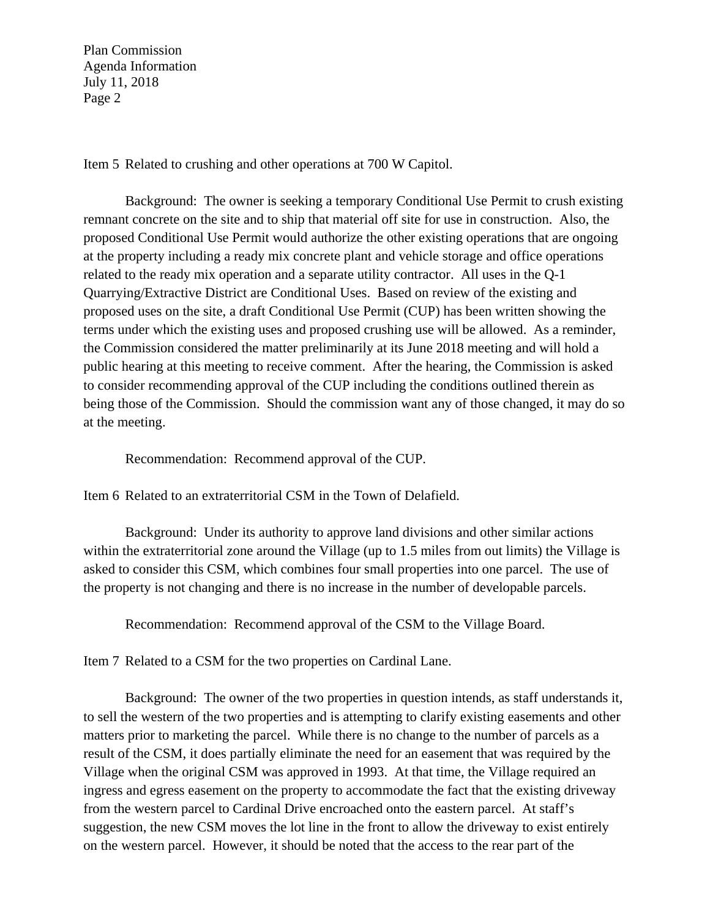Item 5 Related to crushing and other operations at 700 W Capitol.

Background: The owner is seeking a temporary Conditional Use Permit to crush existing remnant concrete on the site and to ship that material off site for use in construction. Also, the proposed Conditional Use Permit would authorize the other existing operations that are ongoing at the property including a ready mix concrete plant and vehicle storage and office operations related to the ready mix operation and a separate utility contractor. All uses in the Q-1 Quarrying/Extractive District are Conditional Uses. Based on review of the existing and proposed uses on the site, a draft Conditional Use Permit (CUP) has been written showing the terms under which the existing uses and proposed crushing use will be allowed. As a reminder, the Commission considered the matter preliminarily at its June 2018 meeting and will hold a public hearing at this meeting to receive comment. After the hearing, the Commission is asked to consider recommending approval of the CUP including the conditions outlined therein as being those of the Commission. Should the commission want any of those changed, it may do so at the meeting.

Recommendation: Recommend approval of the CUP.

Item 6 Related to an extraterritorial CSM in the Town of Delafield.

Background: Under its authority to approve land divisions and other similar actions within the extraterritorial zone around the Village (up to 1.5 miles from out limits) the Village is asked to consider this CSM, which combines four small properties into one parcel. The use of the property is not changing and there is no increase in the number of developable parcels.

Recommendation: Recommend approval of the CSM to the Village Board.

Item 7 Related to a CSM for the two properties on Cardinal Lane.

Background: The owner of the two properties in question intends, as staff understands it, to sell the western of the two properties and is attempting to clarify existing easements and other matters prior to marketing the parcel. While there is no change to the number of parcels as a result of the CSM, it does partially eliminate the need for an easement that was required by the Village when the original CSM was approved in 1993. At that time, the Village required an ingress and egress easement on the property to accommodate the fact that the existing driveway from the western parcel to Cardinal Drive encroached onto the eastern parcel. At staff's suggestion, the new CSM moves the lot line in the front to allow the driveway to exist entirely on the western parcel. However, it should be noted that the access to the rear part of the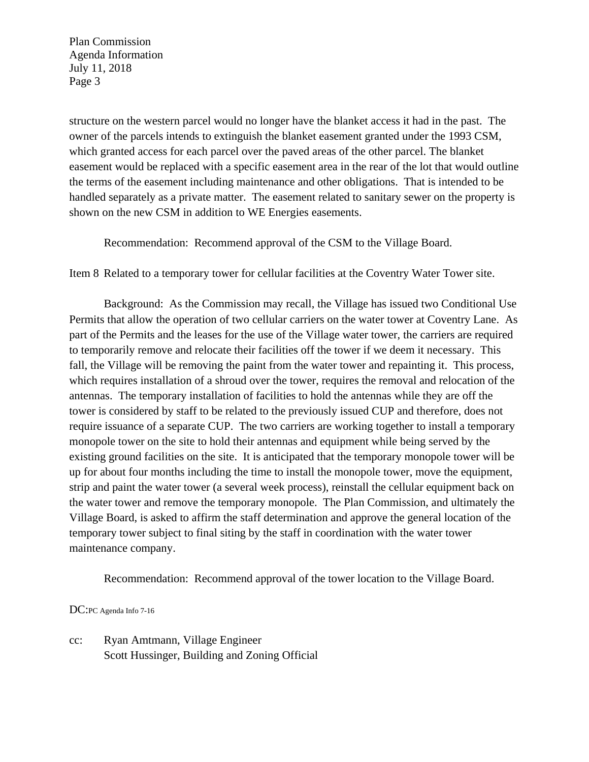structure on the western parcel would no longer have the blanket access it had in the past. The owner of the parcels intends to extinguish the blanket easement granted under the 1993 CSM, which granted access for each parcel over the paved areas of the other parcel. The blanket easement would be replaced with a specific easement area in the rear of the lot that would outline the terms of the easement including maintenance and other obligations. That is intended to be handled separately as a private matter. The easement related to sanitary sewer on the property is shown on the new CSM in addition to WE Energies easements.

Recommendation: Recommend approval of the CSM to the Village Board.

Item 8 Related to a temporary tower for cellular facilities at the Coventry Water Tower site.

Background: As the Commission may recall, the Village has issued two Conditional Use Permits that allow the operation of two cellular carriers on the water tower at Coventry Lane. As part of the Permits and the leases for the use of the Village water tower, the carriers are required to temporarily remove and relocate their facilities off the tower if we deem it necessary. This fall, the Village will be removing the paint from the water tower and repainting it. This process, which requires installation of a shroud over the tower, requires the removal and relocation of the antennas. The temporary installation of facilities to hold the antennas while they are off the tower is considered by staff to be related to the previously issued CUP and therefore, does not require issuance of a separate CUP. The two carriers are working together to install a temporary monopole tower on the site to hold their antennas and equipment while being served by the existing ground facilities on the site. It is anticipated that the temporary monopole tower will be up for about four months including the time to install the monopole tower, move the equipment, strip and paint the water tower (a several week process), reinstall the cellular equipment back on the water tower and remove the temporary monopole. The Plan Commission, and ultimately the Village Board, is asked to affirm the staff determination and approve the general location of the temporary tower subject to final siting by the staff in coordination with the water tower maintenance company.

Recommendation: Recommend approval of the tower location to the Village Board.

DC:PC Agenda Info 7-16

cc: Ryan Amtmann, Village Engineer
Scott Hussinger, Building and Zoning Official